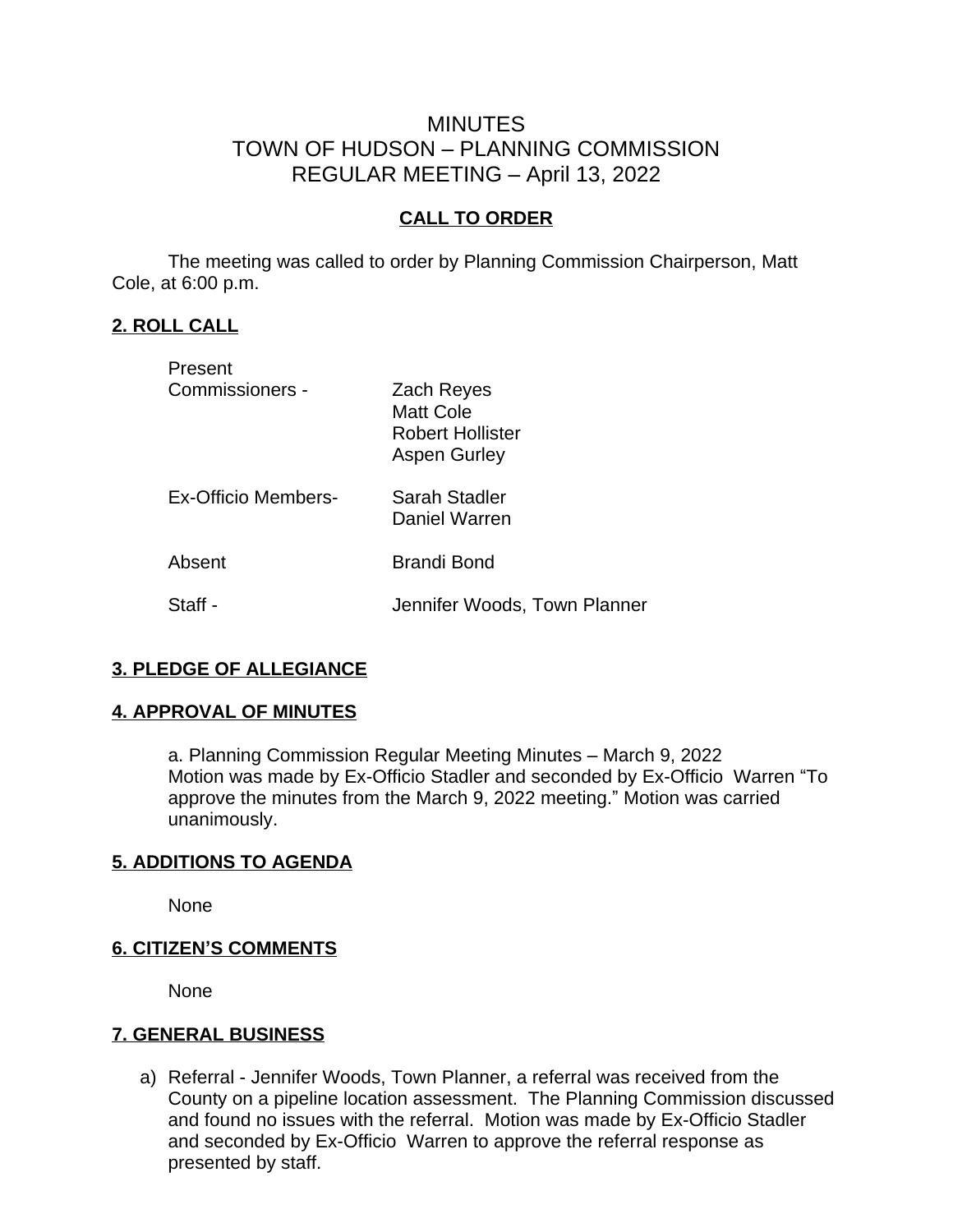# MINUTES
# TOWN OF HUDSON – PLANNING COMMISSION
# REGULAR MEETING – April 13, 2022

## CALL TO ORDER

The meeting was called to order by Planning Commission Chairperson, Matt Cole, at 6:00 p.m.

## 2. ROLL CALL

| | |
|---|---|
| Present Commissioners - | Zach Reyes<br>Matt Cole<br>Robert Hollister<br>Aspen Gurley |
| Ex-Officio Members- | Sarah Stadler<br>Daniel Warren |
| Absent | Brandi Bond |
| Staff - | Jennifer Woods, Town Planner |

## 3. PLEDGE OF ALLEGIANCE

## 4. APPROVAL OF MINUTES

a. Planning Commission Regular Meeting Minutes – March 9, 2022
Motion was made by Ex-Officio Stadler and seconded by Ex-Officio Warren "To approve the minutes from the March 9, 2022 meeting." Motion was carried unanimously.

## 5. ADDITIONS TO AGENDA

None

## 6. CITIZEN'S COMMENTS

None

## 7. GENERAL BUSINESS

a) Referral - Jennifer Woods, Town Planner, a referral was received from the County on a pipeline location assessment. The Planning Commission discussed and found no issues with the referral. Motion was made by Ex-Officio Stadler and seconded by Ex-Officio Warren to approve the referral response as presented by staff.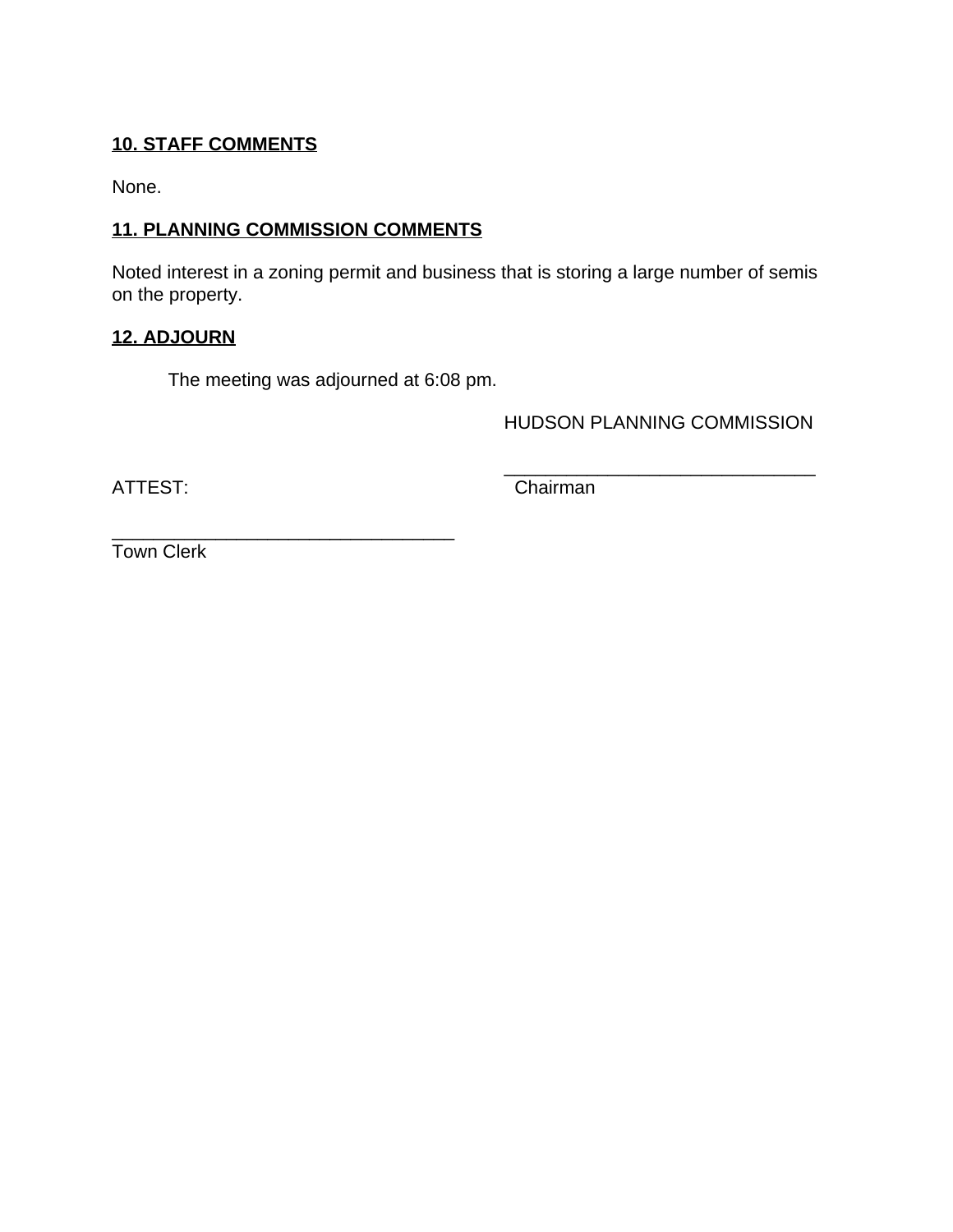**10. STAFF COMMENTS**

None.

**11. PLANNING COMMISSION COMMENTS**

Noted interest in a zoning permit and business that is storing a large number of semis on the property.

**12. ADJOURN**

The meeting was adjourned at 6:08 pm.

HUDSON PLANNING COMMISSION

_______________________________
Chairman

ATTEST:

__________________________________
Town Clerk